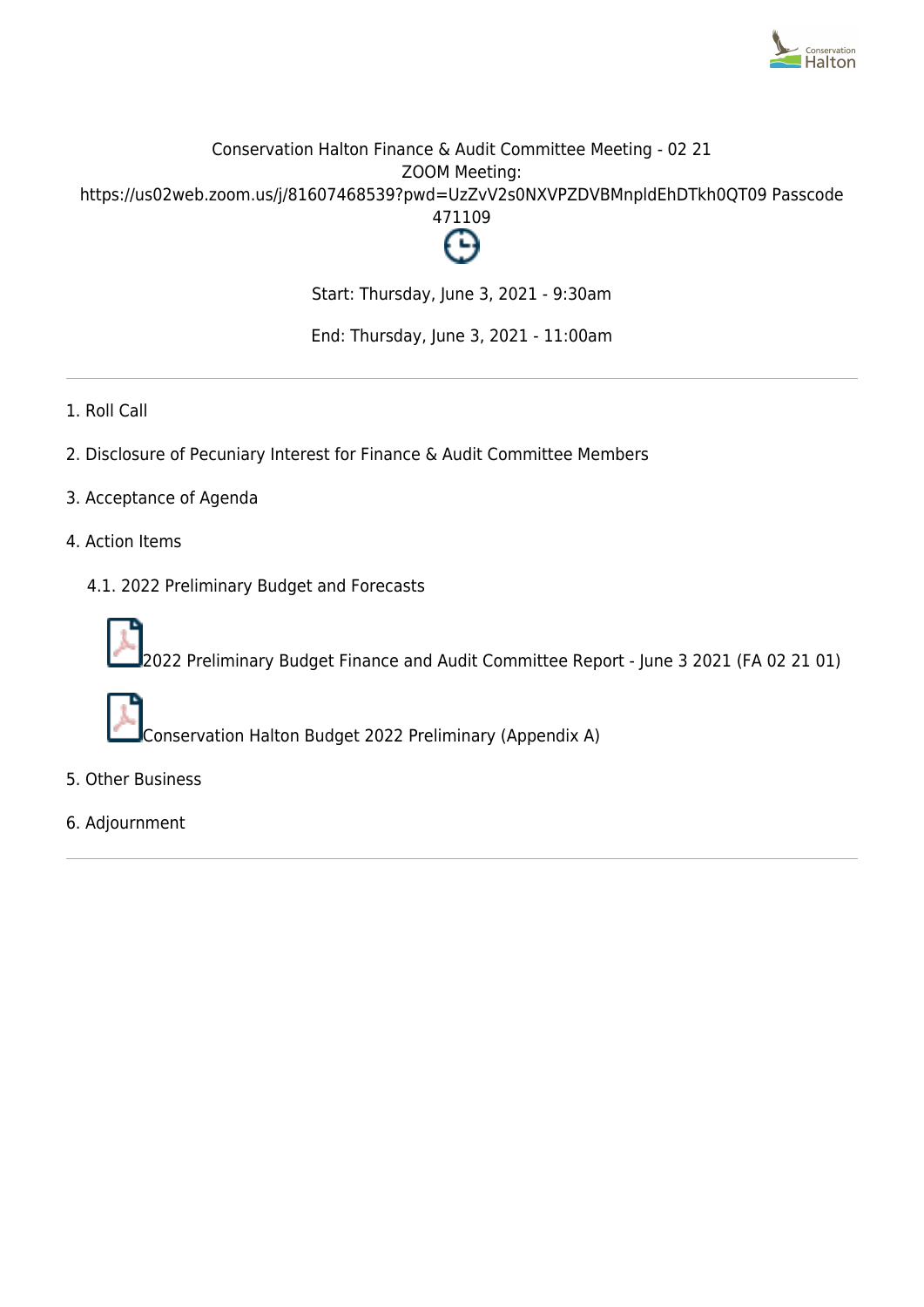Conservation Halton Finance & Audit Committee Meeting - 02 21
ZOOM Meeting:
https://us02web.zoom.us/j/81607468539?pwd=UzZvV2s0NXVPZDVBMnpldEhDTkh0QT09 Passcode 471109

Start: Thursday, June 3, 2021 - 9:30am

End: Thursday, June 3, 2021 - 11:00am

---

1. Roll Call
2. Disclosure of Pecuniary Interest for Finance & Audit Committee Members
3. Acceptance of Agenda
4. Action Items
   - 4.1. 2022 Preliminary Budget and Forecasts
     - 2022 Preliminary Budget Finance and Audit Committee Report - June 3 2021 (FA 02 21 01)
     - Conservation Halton Budget 2022 Preliminary (Appendix A)
5. Other Business
6. Adjournment

---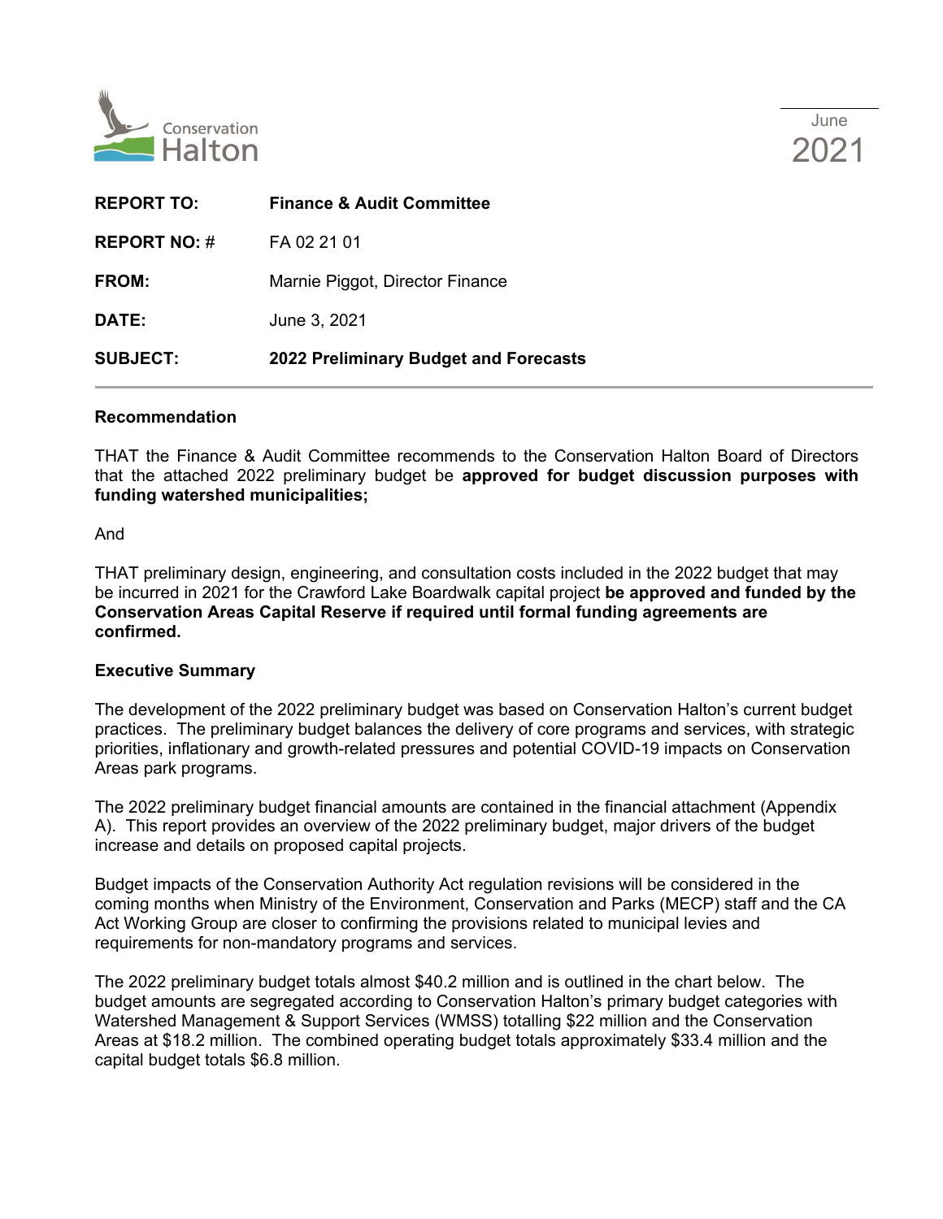Conservation Halton

June 2021

| | |
|---|---|
| **REPORT TO:** | **Finance & Audit Committee** |
| **REPORT NO: #** | FA 02 21 01 |
| **FROM:** | Marnie Piggot, Director Finance |
| **DATE:** | June 3, 2021 |
| **SUBJECT:** | **2022 Preliminary Budget and Forecasts** |

**Recommendation**

THAT the Finance & Audit Committee recommends to the Conservation Halton Board of Directors that the attached 2022 preliminary budget be **approved for budget discussion purposes with funding watershed municipalities;**

And

THAT preliminary design, engineering, and consultation costs included in the 2022 budget that may be incurred in 2021 for the Crawford Lake Boardwalk capital project **be approved and funded by the Conservation Areas Capital Reserve if required until formal funding agreements are confirmed.**

**Executive Summary**

The development of the 2022 preliminary budget was based on Conservation Halton's current budget practices. The preliminary budget balances the delivery of core programs and services, with strategic priorities, inflationary and growth-related pressures and potential COVID-19 impacts on Conservation Areas park programs.

The 2022 preliminary budget financial amounts are contained in the financial attachment (Appendix A). This report provides an overview of the 2022 preliminary budget, major drivers of the budget increase and details on proposed capital projects.

Budget impacts of the Conservation Authority Act regulation revisions will be considered in the coming months when Ministry of the Environment, Conservation and Parks (MECP) staff and the CA Act Working Group are closer to confirming the provisions related to municipal levies and requirements for non-mandatory programs and services.

The 2022 preliminary budget totals almost $40.2 million and is outlined in the chart below. The budget amounts are segregated according to Conservation Halton's primary budget categories with Watershed Management & Support Services (WMSS) totalling $22 million and the Conservation Areas at $18.2 million. The combined operating budget totals approximately $33.4 million and the capital budget totals $6.8 million.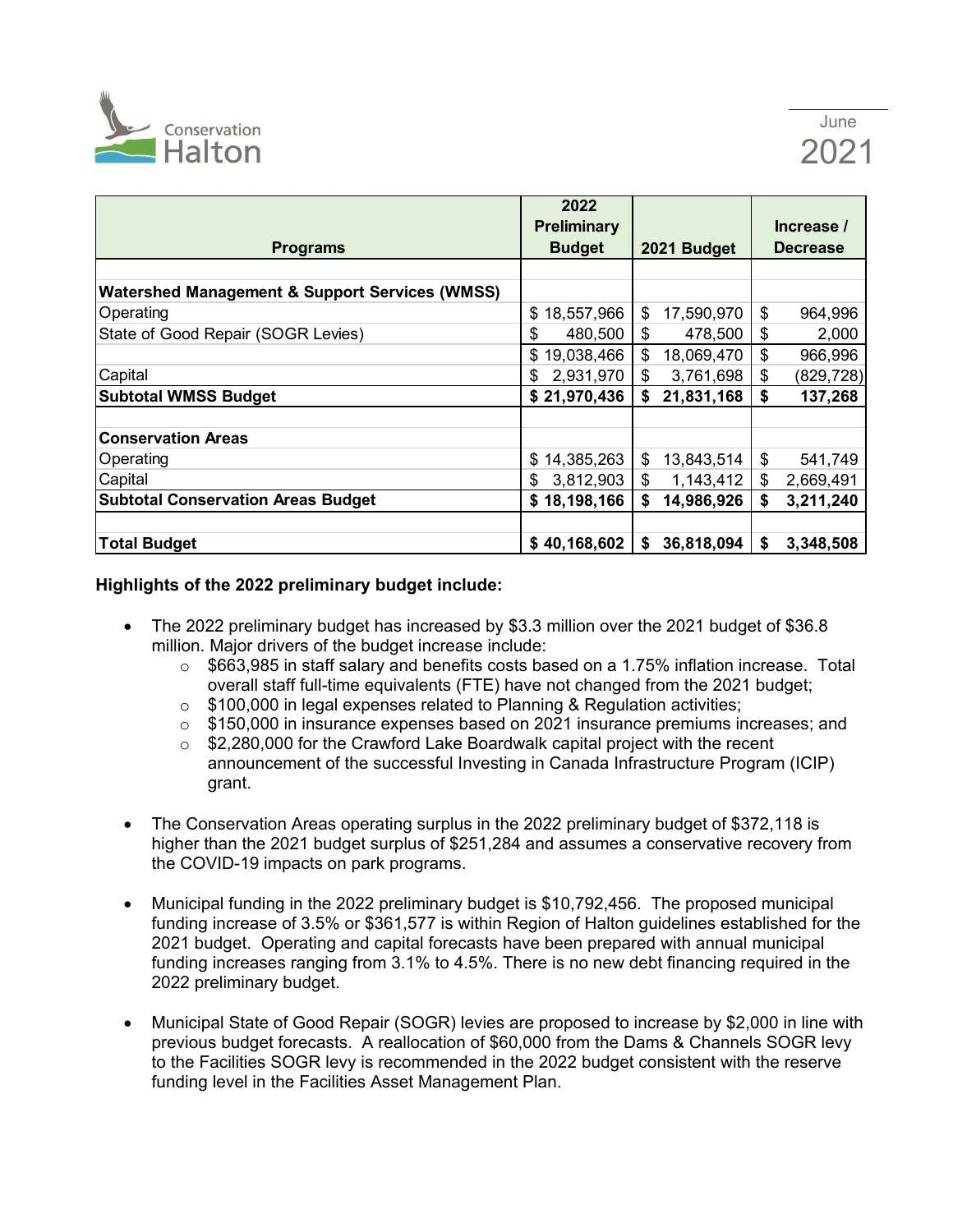| Programs | 2022 Preliminary Budget | 2021 Budget | Increase / Decrease |
|---|---|---|---|
| | | | |
| **Watershed Management & Support Services (WMSS)** | | | |
| Operating | $ 18,557,966 | $ 17,590,970 | $ 964,996 |
| State of Good Repair (SOGR Levies) | $ 480,500 | $ 478,500 | $ 2,000 |
| | $ 19,038,466 | $ 18,069,470 | $ 966,996 |
| Capital | $ 2,931,970 | $ 3,761,698 | $ (829,728) |
| **Subtotal WMSS Budget** | **$ 21,970,436** | **$ 21,831,168** | **$ 137,268** |
| | | | |
| **Conservation Areas** | | | |
| Operating | $ 14,385,263 | $ 13,843,514 | $ 541,749 |
| Capital | $ 3,812,903 | $ 1,143,412 | $ 2,669,491 |
| **Subtotal Conservation Areas Budget** | **$ 18,198,166** | **$ 14,986,926** | **$ 3,211,240** |
| | | | |
| **Total Budget** | **$ 40,168,602** | **$ 36,818,094** | **$ 3,348,508** |

**Highlights of the 2022 preliminary budget include:**

- The 2022 preliminary budget has increased by $3.3 million over the 2021 budget of $36.8 million. Major drivers of the budget increase include:
  - $663,985 in staff salary and benefits costs based on a 1.75% inflation increase. Total overall staff full-time equivalents (FTE) have not changed from the 2021 budget;
  - $100,000 in legal expenses related to Planning & Regulation activities;
  - $150,000 in insurance expenses based on 2021 insurance premiums increases; and
  - $2,280,000 for the Crawford Lake Boardwalk capital project with the recent announcement of the successful Investing in Canada Infrastructure Program (ICIP) grant.

- The Conservation Areas operating surplus in the 2022 preliminary budget of $372,118 is higher than the 2021 budget surplus of $251,284 and assumes a conservative recovery from the COVID-19 impacts on park programs.

- Municipal funding in the 2022 preliminary budget is $10,792,456. The proposed municipal funding increase of 3.5% or $361,577 is within Region of Halton guidelines established for the 2021 budget. Operating and capital forecasts have been prepared with annual municipal funding increases ranging from 3.1% to 4.5%. There is no new debt financing required in the 2022 preliminary budget.

- Municipal State of Good Repair (SOGR) levies are proposed to increase by $2,000 in line with previous budget forecasts. A reallocation of $60,000 from the Dams & Channels SOGR levy to the Facilities SOGR levy is recommended in the 2022 budget consistent with the reserve funding level in the Facilities Asset Management Plan.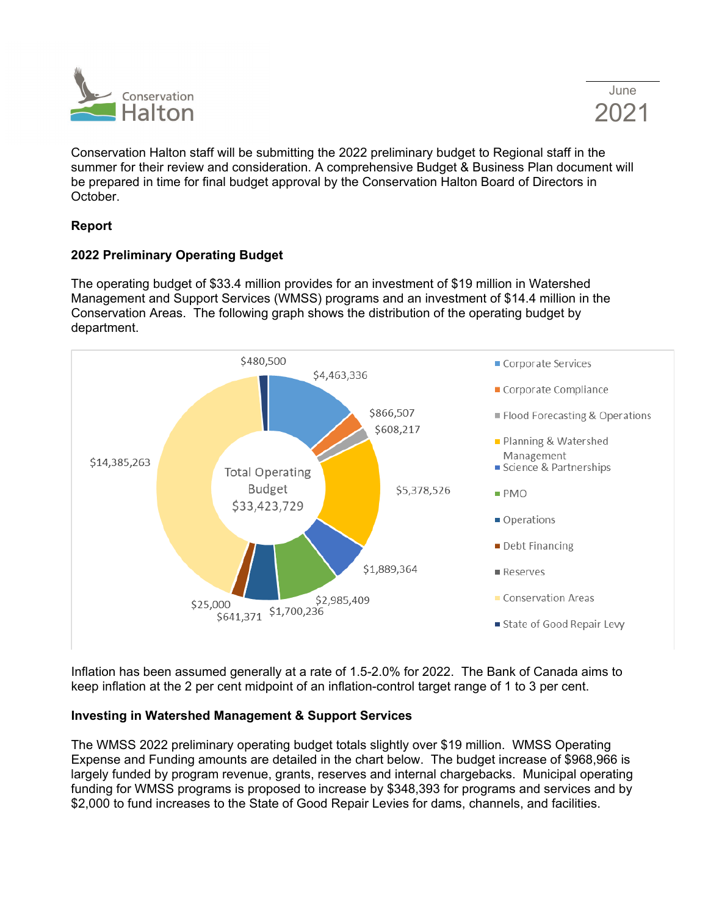Conservation Halton staff will be submitting the 2022 preliminary budget to Regional staff in the summer for their review and consideration. A comprehensive Budget & Business Plan document will be prepared in time for final budget approval by the Conservation Halton Board of Directors in October.

**Report**

**2022 Preliminary Operating Budget**

The operating budget of $33.4 million provides for an investment of $19 million in Watershed Management and Support Services (WMSS) programs and an investment of $14.4 million in the Conservation Areas. The following graph shows the distribution of the operating budget by department.

Total Operating Budget $33,423,729

| Department | Amount |
| --- | --- |
| Corporate Services | $4,463,336 |
| Corporate Compliance | $866,507 |
| Flood Forecasting & Operations | $608,217 |
| Planning & Watershed Management | $5,378,526 |
| Science & Partnerships | $1,889,364 |
| PMO | $2,985,409 |
| Operations | $1,700,236 |
| Debt Financing | $641,371 |
| Reserves | $25,000 |
| Conservation Areas | $14,385,263 |
| State of Good Repair Levy | $480,500 |

Inflation has been assumed generally at a rate of 1.5-2.0% for 2022. The Bank of Canada aims to keep inflation at the 2 per cent midpoint of an inflation-control target range of 1 to 3 per cent.

**Investing in Watershed Management & Support Services**

The WMSS 2022 preliminary operating budget totals slightly over $19 million. WMSS Operating Expense and Funding amounts are detailed in the chart below. The budget increase of $968,966 is largely funded by program revenue, grants, reserves and internal chargebacks. Municipal operating funding for WMSS programs is proposed to increase by $348,393 for programs and services and by $2,000 to fund increases to the State of Good Repair Levies for dams, channels, and facilities.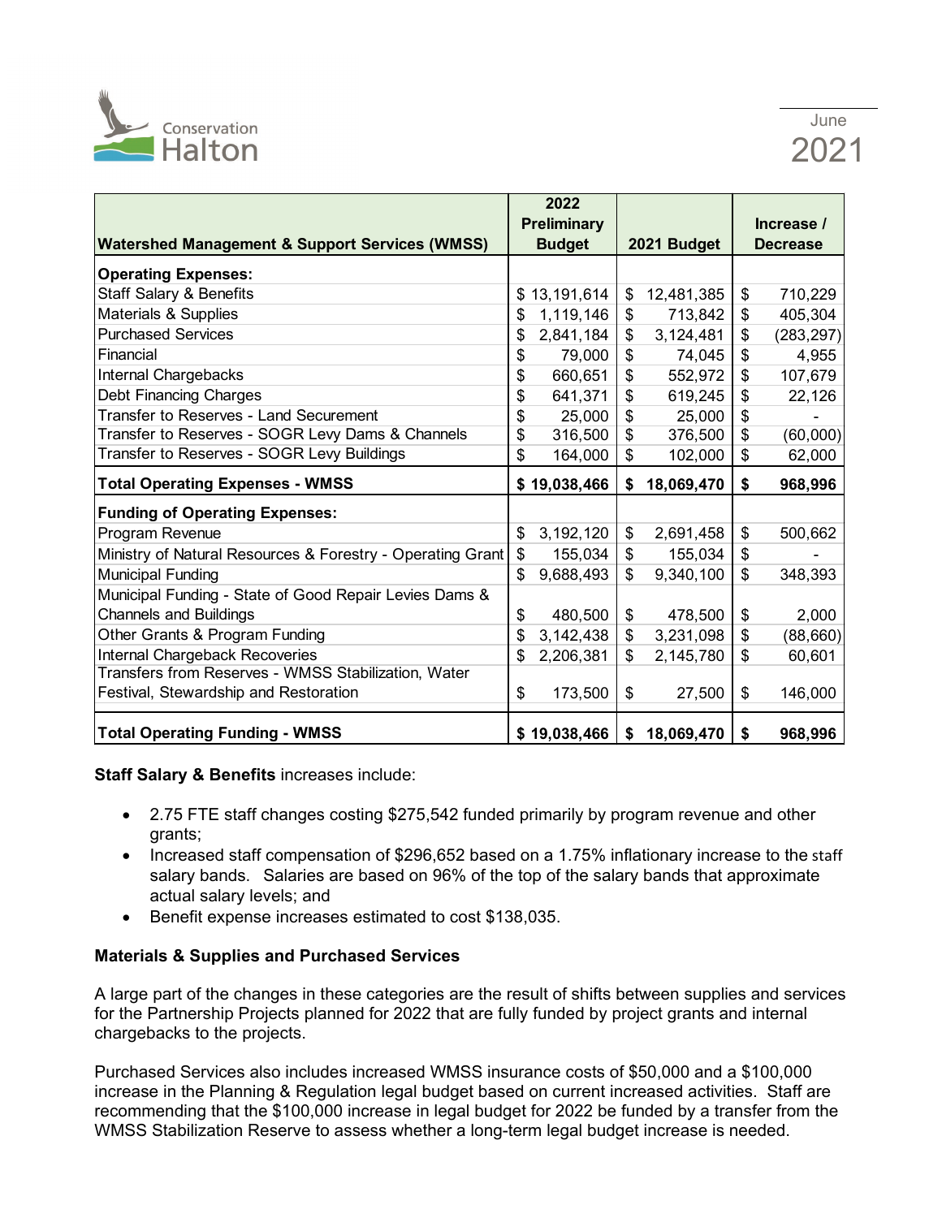| Watershed Management & Support Services (WMSS) | 2022 Preliminary Budget | 2021 Budget | Increase / Decrease |
|---|---|---|---|
| **Operating Expenses:** | | | |
| Staff Salary & Benefits | $ 13,191,614 | $ 12,481,385 | $ 710,229 |
| Materials & Supplies | $ 1,119,146 | $ 713,842 | $ 405,304 |
| Purchased Services | $ 2,841,184 | $ 3,124,481 | $ (283,297) |
| Financial | $ 79,000 | $ 74,045 | $ 4,955 |
| Internal Chargebacks | $ 660,651 | $ 552,972 | $ 107,679 |
| Debt Financing Charges | $ 641,371 | $ 619,245 | $ 22,126 |
| Transfer to Reserves - Land Securement | $ 25,000 | $ 25,000 | $ - |
| Transfer to Reserves - SOGR Levy Dams & Channels | $ 316,500 | $ 376,500 | $ (60,000) |
| Transfer to Reserves - SOGR Levy Buildings | $ 164,000 | $ 102,000 | $ 62,000 |
| **Total Operating Expenses - WMSS** | **$ 19,038,466** | **$ 18,069,470** | **$ 968,996** |
| **Funding of Operating Expenses:** | | | |
| Program Revenue | $ 3,192,120 | $ 2,691,458 | $ 500,662 |
| Ministry of Natural Resources & Forestry - Operating Grant | $ 155,034 | $ 155,034 | $ - |
| Municipal Funding | $ 9,688,493 | $ 9,340,100 | $ 348,393 |
| Municipal Funding - State of Good Repair Levies Dams & Channels and Buildings | $ 480,500 | $ 478,500 | $ 2,000 |
| Other Grants & Program Funding | $ 3,142,438 | $ 3,231,098 | $ (88,660) |
| Internal Chargeback Recoveries | $ 2,206,381 | $ 2,145,780 | $ 60,601 |
| Transfers from Reserves - WMSS Stabilization, Water Festival, Stewardship and Restoration | $ 173,500 | $ 27,500 | $ 146,000 |
| **Total Operating Funding - WMSS** | **$ 19,038,466** | **$ 18,069,470** | **$ 968,996** |

**Staff Salary & Benefits** increases include:

- 2.75 FTE staff changes costing $275,542 funded primarily by program revenue and other grants;
- Increased staff compensation of $296,652 based on a 1.75% inflationary increase to the staff salary bands. Salaries are based on 96% of the top of the salary bands that approximate actual salary levels; and
- Benefit expense increases estimated to cost $138,035.

**Materials & Supplies and Purchased Services**

A large part of the changes in these categories are the result of shifts between supplies and services for the Partnership Projects planned for 2022 that are fully funded by project grants and internal chargebacks to the projects.

Purchased Services also includes increased WMSS insurance costs of $50,000 and a $100,000 increase in the Planning & Regulation legal budget based on current increased activities. Staff are recommending that the $100,000 increase in legal budget for 2022 be funded by a transfer from the WMSS Stabilization Reserve to assess whether a long-term legal budget increase is needed.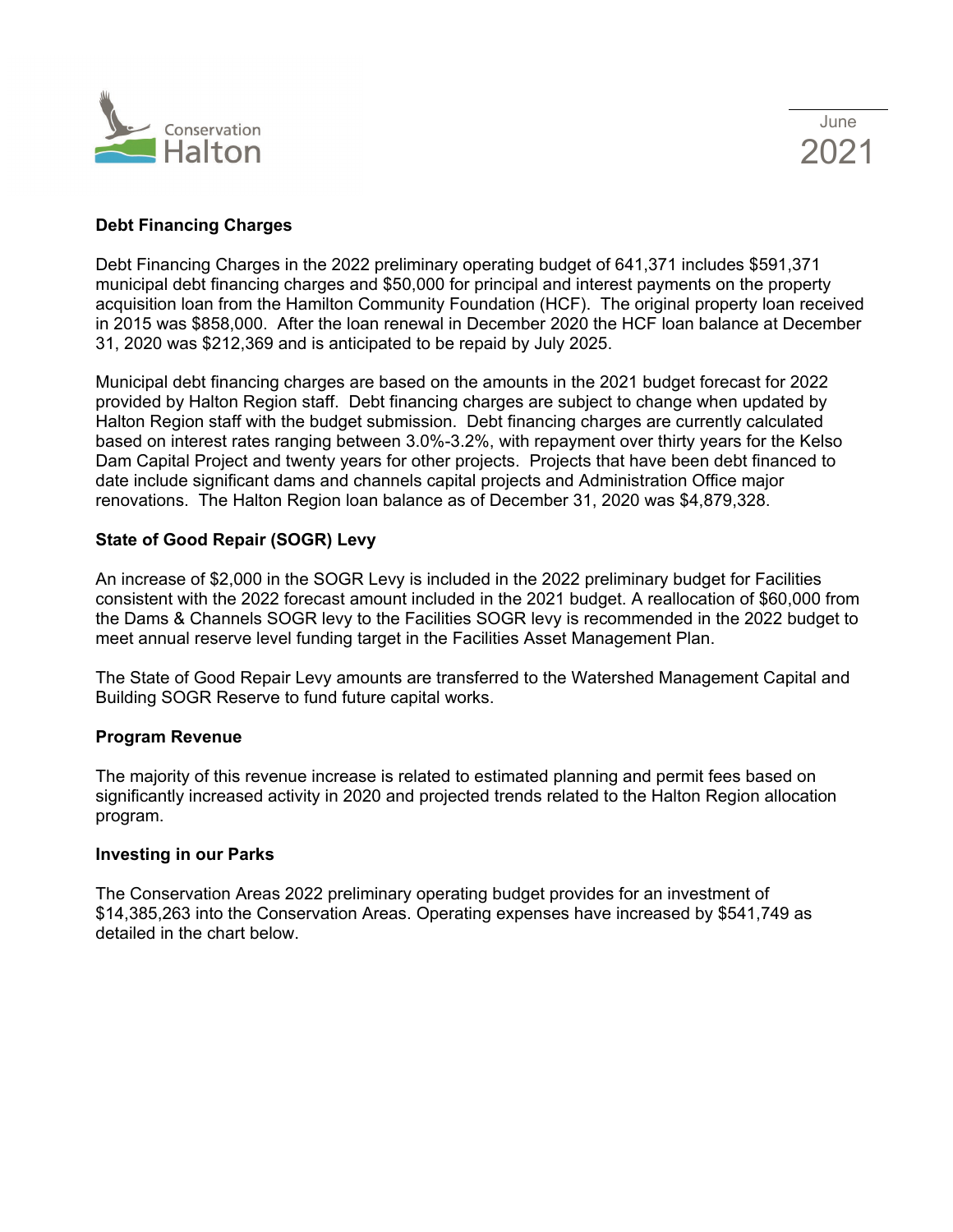## Debt Financing Charges

Debt Financing Charges in the 2022 preliminary operating budget of 641,371 includes $591,371 municipal debt financing charges and $50,000 for principal and interest payments on the property acquisition loan from the Hamilton Community Foundation (HCF). The original property loan received in 2015 was $858,000. After the loan renewal in December 2020 the HCF loan balance at December 31, 2020 was $212,369 and is anticipated to be repaid by July 2025.

Municipal debt financing charges are based on the amounts in the 2021 budget forecast for 2022 provided by Halton Region staff. Debt financing charges are subject to change when updated by Halton Region staff with the budget submission. Debt financing charges are currently calculated based on interest rates ranging between 3.0%-3.2%, with repayment over thirty years for the Kelso Dam Capital Project and twenty years for other projects. Projects that have been debt financed to date include significant dams and channels capital projects and Administration Office major renovations. The Halton Region loan balance as of December 31, 2020 was $4,879,328.

## State of Good Repair (SOGR) Levy

An increase of $2,000 in the SOGR Levy is included in the 2022 preliminary budget for Facilities consistent with the 2022 forecast amount included in the 2021 budget. A reallocation of $60,000 from the Dams & Channels SOGR levy to the Facilities SOGR levy is recommended in the 2022 budget to meet annual reserve level funding target in the Facilities Asset Management Plan.

The State of Good Repair Levy amounts are transferred to the Watershed Management Capital and Building SOGR Reserve to fund future capital works.

## Program Revenue

The majority of this revenue increase is related to estimated planning and permit fees based on significantly increased activity in 2020 and projected trends related to the Halton Region allocation program.

## Investing in our Parks

The Conservation Areas 2022 preliminary operating budget provides for an investment of $14,385,263 into the Conservation Areas. Operating expenses have increased by $541,749 as detailed in the chart below.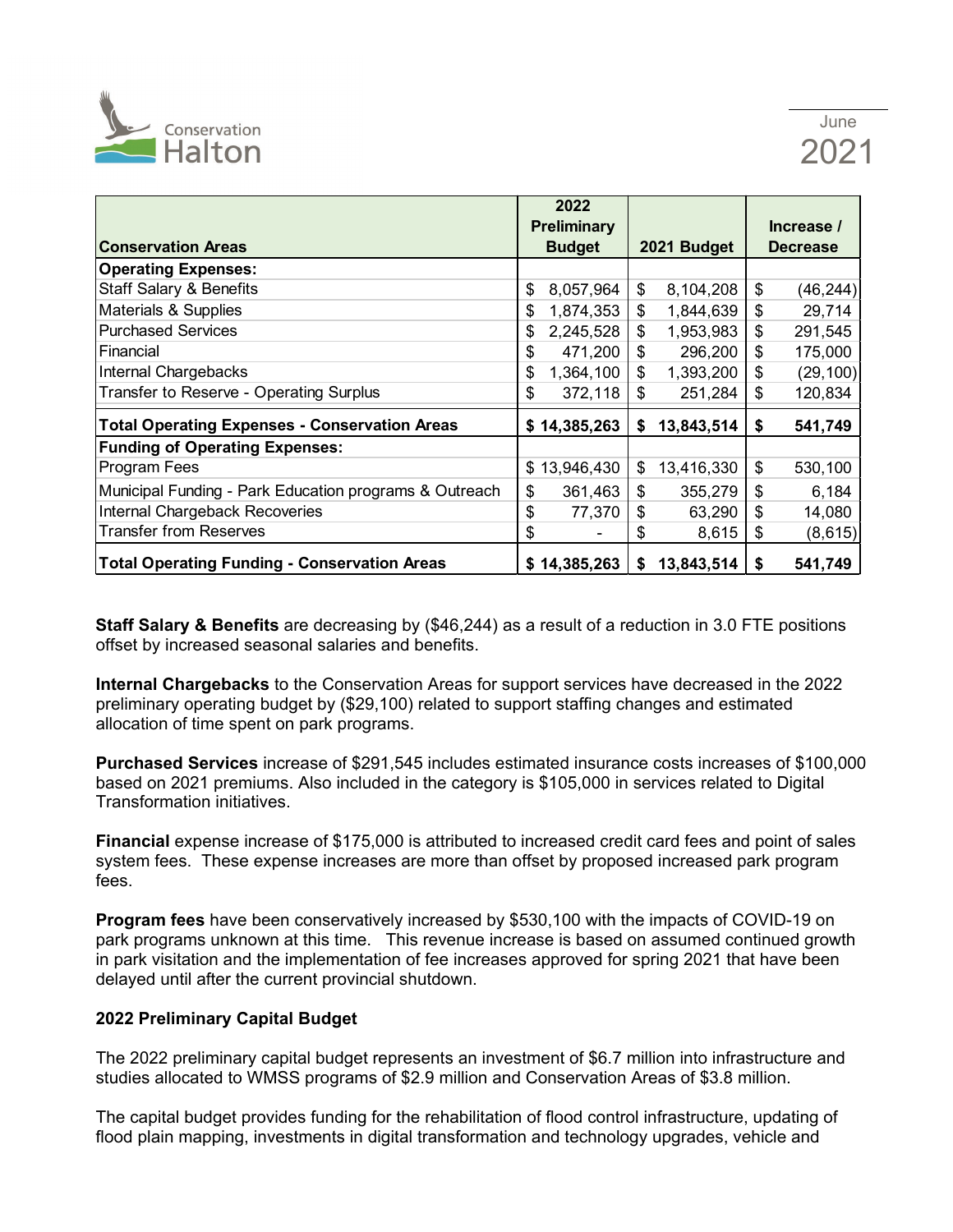| Conservation Areas | 2022 Preliminary Budget | 2021 Budget | Increase / Decrease |
|---|---|---|---|
| **Operating Expenses:** | | | |
| Staff Salary & Benefits | $ 8,057,964 | $ 8,104,208 | $ (46,244) |
| Materials & Supplies | $ 1,874,353 | $ 1,844,639 | $ 29,714 |
| Purchased Services | $ 2,245,528 | $ 1,953,983 | $ 291,545 |
| Financial | $ 471,200 | $ 296,200 | $ 175,000 |
| Internal Chargebacks | $ 1,364,100 | $ 1,393,200 | $ (29,100) |
| Transfer to Reserve - Operating Surplus | $ 372,118 | $ 251,284 | $ 120,834 |
| **Total Operating Expenses - Conservation Areas** | **$ 14,385,263** | **$ 13,843,514** | **$ 541,749** |
| **Funding of Operating Expenses:** | | | |
| Program Fees | $ 13,946,430 | $ 13,416,330 | $ 530,100 |
| Municipal Funding - Park Education programs & Outreach | $ 361,463 | $ 355,279 | $ 6,184 |
| Internal Chargeback Recoveries | $ 77,370 | $ 63,290 | $ 14,080 |
| Transfer from Reserves | $ - | $ 8,615 | $ (8,615) |
| **Total Operating Funding - Conservation Areas** | **$ 14,385,263** | **$ 13,843,514** | **$ 541,749** |

**Staff Salary & Benefits** are decreasing by ($46,244) as a result of a reduction in 3.0 FTE positions offset by increased seasonal salaries and benefits.

**Internal Chargebacks** to the Conservation Areas for support services have decreased in the 2022 preliminary operating budget by ($29,100) related to support staffing changes and estimated allocation of time spent on park programs.

**Purchased Services** increase of $291,545 includes estimated insurance costs increases of $100,000 based on 2021 premiums. Also included in the category is $105,000 in services related to Digital Transformation initiatives.

**Financial** expense increase of $175,000 is attributed to increased credit card fees and point of sales system fees. These expense increases are more than offset by proposed increased park program fees.

**Program fees** have been conservatively increased by $530,100 with the impacts of COVID-19 on park programs unknown at this time. This revenue increase is based on assumed continued growth in park visitation and the implementation of fee increases approved for spring 2021 that have been delayed until after the current provincial shutdown.

**2022 Preliminary Capital Budget**

The 2022 preliminary capital budget represents an investment of $6.7 million into infrastructure and studies allocated to WMSS programs of $2.9 million and Conservation Areas of $3.8 million.

The capital budget provides funding for the rehabilitation of flood control infrastructure, updating of flood plain mapping, investments in digital transformation and technology upgrades, vehicle and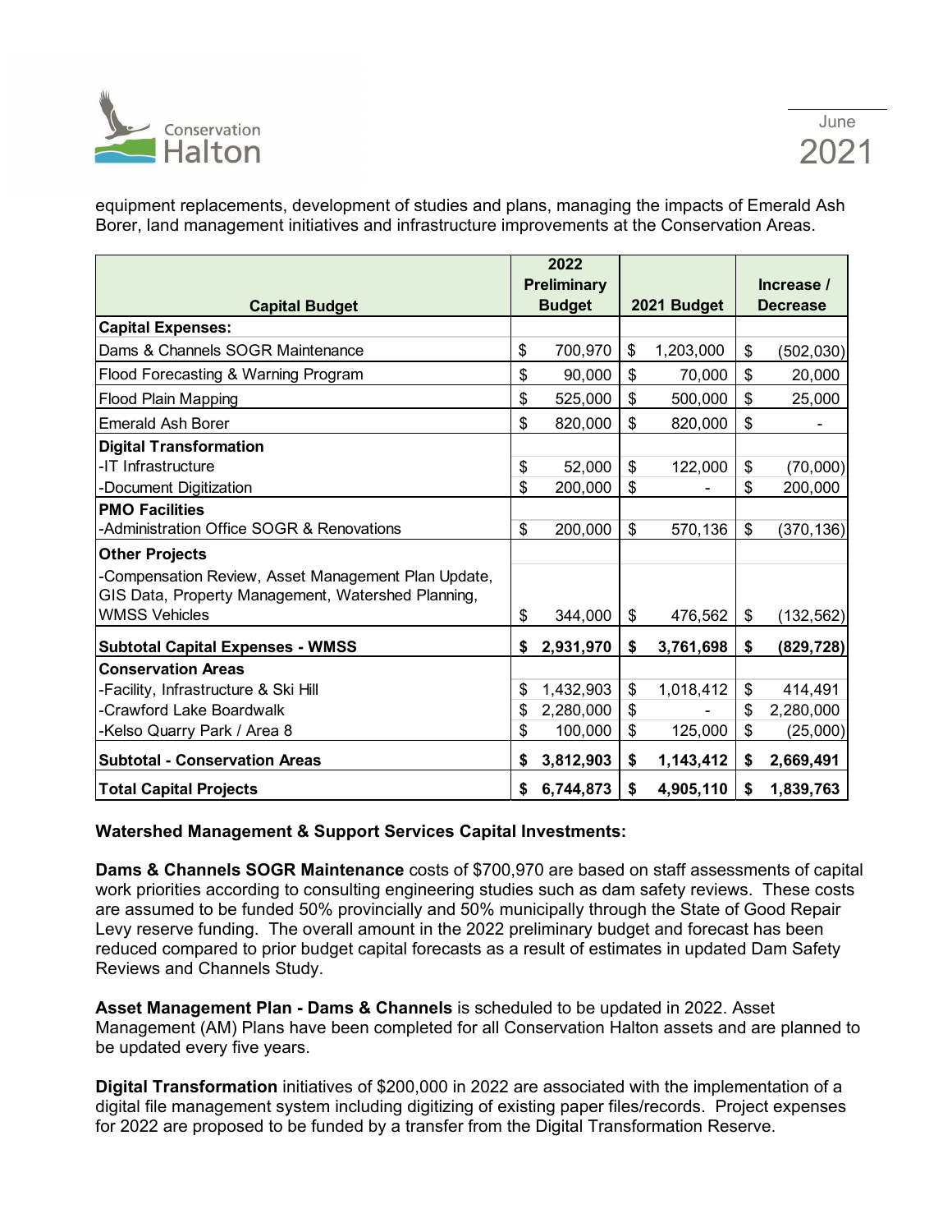equipment replacements, development of studies and plans, managing the impacts of Emerald Ash Borer, land management initiatives and infrastructure improvements at the Conservation Areas.

| Capital Budget | 2022 Preliminary Budget | 2021 Budget | Increase / Decrease |
|---|---|---|---|
| **Capital Expenses:** | | | |
| Dams & Channels SOGR Maintenance | $ 700,970 | $ 1,203,000 | $ (502,030) |
| Flood Forecasting & Warning Program | $ 90,000 | $ 70,000 | $ 20,000 |
| Flood Plain Mapping | $ 525,000 | $ 500,000 | $ 25,000 |
| Emerald Ash Borer | $ 820,000 | $ 820,000 | $ - |
| **Digital Transformation** | | | |
| -IT Infrastructure | $ 52,000 | $ 122,000 | $ (70,000) |
| -Document Digitization | $ 200,000 | $ - | $ 200,000 |
| **PMO Facilities** | | | |
| -Administration Office SOGR & Renovations | $ 200,000 | $ 570,136 | $ (370,136) |
| **Other Projects** | | | |
| -Compensation Review, Asset Management Plan Update, GIS Data, Property Management, Watershed Planning, WMSS Vehicles | $ 344,000 | $ 476,562 | $ (132,562) |
| **Subtotal Capital Expenses - WMSS** | **$ 2,931,970** | **$ 3,761,698** | **$ (829,728)** |
| **Conservation Areas** | | | |
| -Facility, Infrastructure & Ski Hill | $ 1,432,903 | $ 1,018,412 | $ 414,491 |
| -Crawford Lake Boardwalk | $ 2,280,000 | $ - | $ 2,280,000 |
| -Kelso Quarry Park / Area 8 | $ 100,000 | $ 125,000 | $ (25,000) |
| **Subtotal - Conservation Areas** | **$ 3,812,903** | **$ 1,143,412** | **$ 2,669,491** |
| **Total Capital Projects** | **$ 6,744,873** | **$ 4,905,110** | **$ 1,839,763** |

**Watershed Management & Support Services Capital Investments:**

**Dams & Channels SOGR Maintenance** costs of $700,970 are based on staff assessments of capital work priorities according to consulting engineering studies such as dam safety reviews. These costs are assumed to be funded 50% provincially and 50% municipally through the State of Good Repair Levy reserve funding. The overall amount in the 2022 preliminary budget and forecast has been reduced compared to prior budget capital forecasts as a result of estimates in updated Dam Safety Reviews and Channels Study.

**Asset Management Plan - Dams & Channels** is scheduled to be updated in 2022. Asset Management (AM) Plans have been completed for all Conservation Halton assets and are planned to be updated every five years.

**Digital Transformation** initiatives of $200,000 in 2022 are associated with the implementation of a digital file management system including digitizing of existing paper files/records. Project expenses for 2022 are proposed to be funded by a transfer from the Digital Transformation Reserve.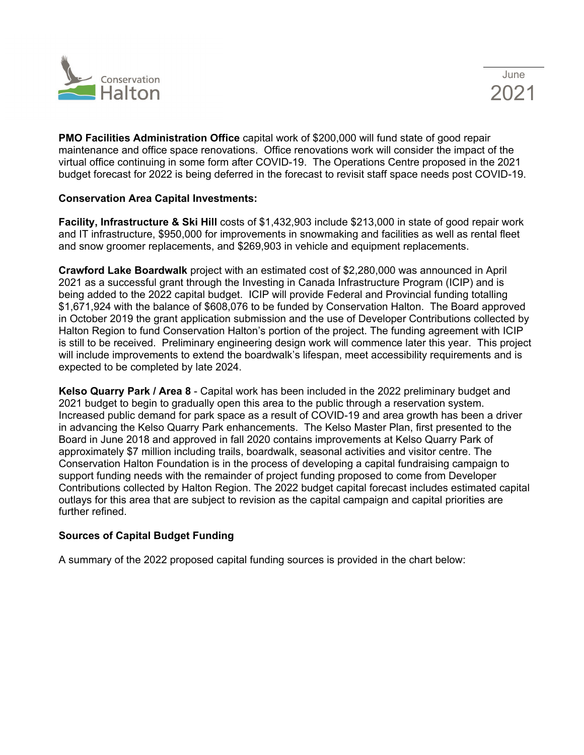**PMO Facilities Administration Office** capital work of $200,000 will fund state of good repair maintenance and office space renovations. Office renovations work will consider the impact of the virtual office continuing in some form after COVID-19. The Operations Centre proposed in the 2021 budget forecast for 2022 is being deferred in the forecast to revisit staff space needs post COVID-19.

**Conservation Area Capital Investments:**

**Facility, Infrastructure & Ski Hill** costs of $1,432,903 include $213,000 in state of good repair work and IT infrastructure, $950,000 for improvements in snowmaking and facilities as well as rental fleet and snow groomer replacements, and $269,903 in vehicle and equipment replacements.

**Crawford Lake Boardwalk** project with an estimated cost of $2,280,000 was announced in April 2021 as a successful grant through the Investing in Canada Infrastructure Program (ICIP) and is being added to the 2022 capital budget. ICIP will provide Federal and Provincial funding totalling $1,671,924 with the balance of $608,076 to be funded by Conservation Halton. The Board approved in October 2019 the grant application submission and the use of Developer Contributions collected by Halton Region to fund Conservation Halton's portion of the project. The funding agreement with ICIP is still to be received. Preliminary engineering design work will commence later this year. This project will include improvements to extend the boardwalk's lifespan, meet accessibility requirements and is expected to be completed by late 2024.

**Kelso Quarry Park / Area 8** - Capital work has been included in the 2022 preliminary budget and 2021 budget to begin to gradually open this area to the public through a reservation system. Increased public demand for park space as a result of COVID-19 and area growth has been a driver in advancing the Kelso Quarry Park enhancements. The Kelso Master Plan, first presented to the Board in June 2018 and approved in fall 2020 contains improvements at Kelso Quarry Park of approximately $7 million including trails, boardwalk, seasonal activities and visitor centre. The Conservation Halton Foundation is in the process of developing a capital fundraising campaign to support funding needs with the remainder of project funding proposed to come from Developer Contributions collected by Halton Region. The 2022 budget capital forecast includes estimated capital outlays for this area that are subject to revision as the capital campaign and capital priorities are further refined.

**Sources of Capital Budget Funding**

A summary of the 2022 proposed capital funding sources is provided in the chart below: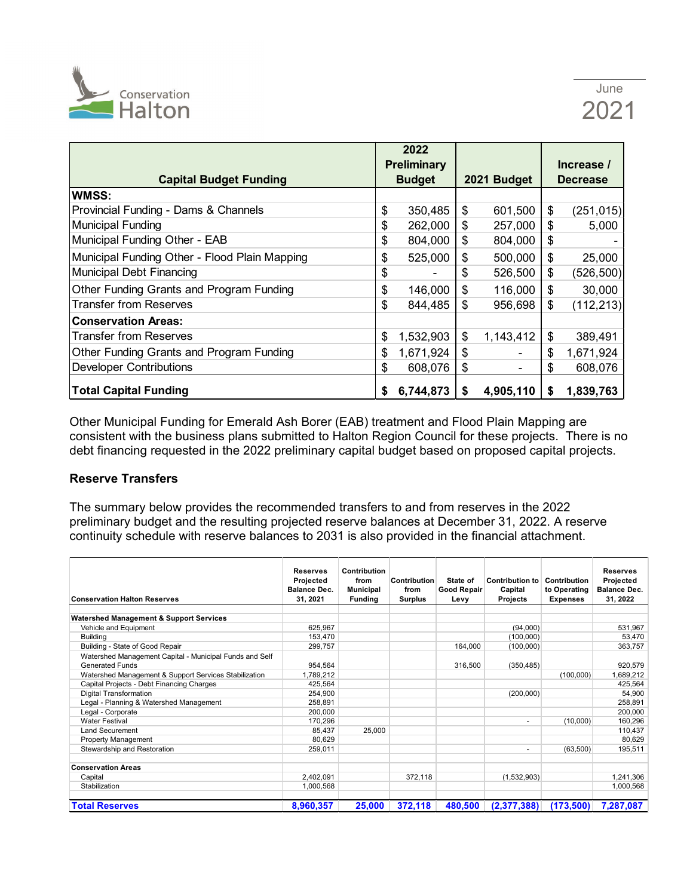| Capital Budget Funding | 2022 Preliminary Budget | 2021 Budget | Increase / Decrease |
|---|---|---|---|
| **WMSS:** | | | |
| Provincial Funding - Dams & Channels | $ 350,485 | $ 601,500 | $ (251,015) |
| Municipal Funding | $ 262,000 | $ 257,000 | $ 5,000 |
| Municipal Funding Other - EAB | $ 804,000 | $ 804,000 | $ - |
| Municipal Funding Other - Flood Plain Mapping | $ 525,000 | $ 500,000 | $ 25,000 |
| Municipal Debt Financing | $ - | $ 526,500 | $ (526,500) |
| Other Funding Grants and Program Funding | $ 146,000 | $ 116,000 | $ 30,000 |
| Transfer from Reserves | $ 844,485 | $ 956,698 | $ (112,213) |
| **Conservation Areas:** | | | |
| Transfer from Reserves | $ 1,532,903 | $ 1,143,412 | $ 389,491 |
| Other Funding Grants and Program Funding | $ 1,671,924 | $ - | $ 1,671,924 |
| Developer Contributions | $ 608,076 | $ - | $ 608,076 |
| **Total Capital Funding** | **$ 6,744,873** | **$ 4,905,110** | **$ 1,839,763** |

Other Municipal Funding for Emerald Ash Borer (EAB) treatment and Flood Plain Mapping are consistent with the business plans submitted to Halton Region Council for these projects. There is no debt financing requested in the 2022 preliminary capital budget based on proposed capital projects.

### Reserve Transfers

The summary below provides the recommended transfers to and from reserves in the 2022 preliminary budget and the resulting projected reserve balances at December 31, 2022. A reserve continuity schedule with reserve balances to 2031 is also provided in the financial attachment.

| Conservation Halton Reserves | Reserves Projected Balance Dec. 31, 2021 | Contribution from Municipal Funding | Contribution from Surplus | State of Good Repair Levy | Contribution to Capital Projects | Contribution to Operating Expenses | Reserves Projected Balance Dec. 31, 2022 |
|---|---|---|---|---|---|---|---|
| **Watershed Management & Support Services** | | | | | | | |
| Vehicle and Equipment | 625,967 | | | | (94,000) | | 531,967 |
| Building | 153,470 | | | | (100,000) | | 53,470 |
| Building - State of Good Repair | 299,757 | | | 164,000 | (100,000) | | 363,757 |
| Watershed Management Capital - Municipal Funds and Self Generated Funds | 954,564 | | | 316,500 | (350,485) | | 920,579 |
| Watershed Management & Support Services Stabilization | 1,789,212 | | | | | (100,000) | 1,689,212 |
| Capital Projects - Debt Financing Charges | 425,564 | | | | | | 425,564 |
| Digital Transformation | 254,900 | | | | (200,000) | | 54,900 |
| Legal - Planning & Watershed Management | 258,891 | | | | | | 258,891 |
| Legal - Corporate | 200,000 | | | | | | 200,000 |
| Water Festival | 170,296 | | | | - | (10,000) | 160,296 |
| Land Securement | 85,437 | 25,000 | | | | | 110,437 |
| Property Management | 80,629 | | | | | | 80,629 |
| Stewardship and Restoration | 259,011 | | | | - | (63,500) | 195,511 |
| **Conservation Areas** | | | | | | | |
| Capital | 2,402,091 | | 372,118 | | (1,532,903) | | 1,241,306 |
| Stabilization | 1,000,568 | | | | | | 1,000,568 |
| **Total Reserves** | **8,960,357** | **25,000** | **372,118** | **480,500** | **(2,377,388)** | **(173,500)** | **7,287,087** |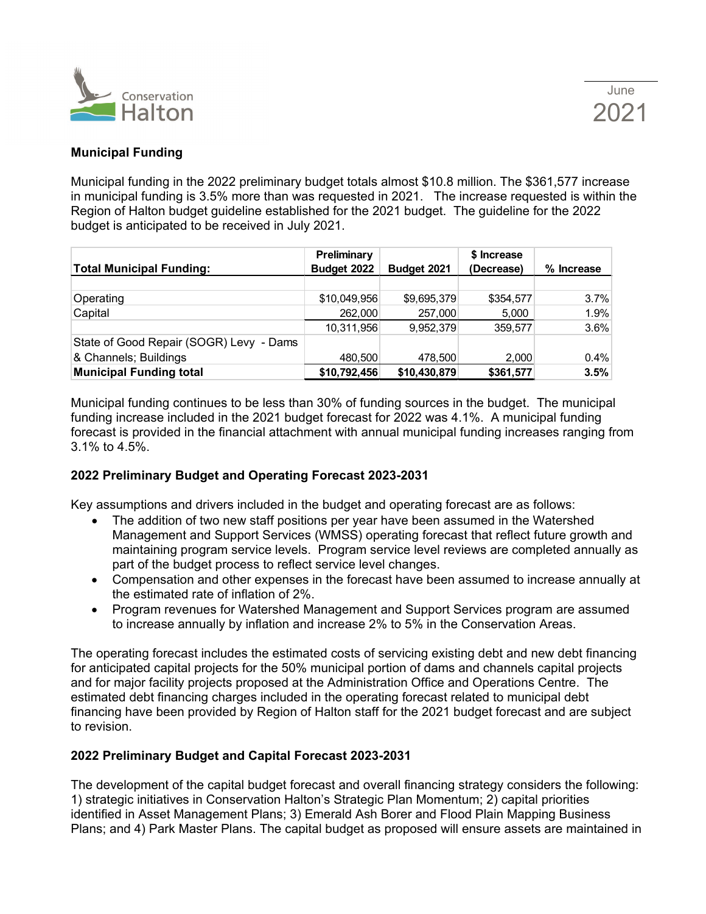**Municipal Funding**

Municipal funding in the 2022 preliminary budget totals almost $10.8 million. The $361,577 increase in municipal funding is 3.5% more than was requested in 2021. The increase requested is within the Region of Halton budget guideline established for the 2021 budget. The guideline for the 2022 budget is anticipated to be received in July 2021.

| Total Municipal Funding: | Preliminary Budget 2022 | Budget 2021 | $ Increase (Decrease) | % Increase |
|---|---|---|---|---|
| | | | | |
| Operating | $10,049,956 | $9,695,379 | $354,577 | 3.7% |
| Capital | 262,000 | 257,000 | 5,000 | 1.9% |
| | 10,311,956 | 9,952,379 | 359,577 | 3.6% |
| State of Good Repair (SOGR) Levy - Dams & Channels; Buildings | 480,500 | 478,500 | 2,000 | 0.4% |
| **Municipal Funding total** | **$10,792,456** | **$10,430,879** | **$361,577** | **3.5%** |

Municipal funding continues to be less than 30% of funding sources in the budget. The municipal funding increase included in the 2021 budget forecast for 2022 was 4.1%. A municipal funding forecast is provided in the financial attachment with annual municipal funding increases ranging from 3.1% to 4.5%.

**2022 Preliminary Budget and Operating Forecast 2023-2031**

Key assumptions and drivers included in the budget and operating forecast are as follows:

- The addition of two new staff positions per year have been assumed in the Watershed Management and Support Services (WMSS) operating forecast that reflect future growth and maintaining program service levels. Program service level reviews are completed annually as part of the budget process to reflect service level changes.
- Compensation and other expenses in the forecast have been assumed to increase annually at the estimated rate of inflation of 2%.
- Program revenues for Watershed Management and Support Services program are assumed to increase annually by inflation and increase 2% to 5% in the Conservation Areas.

The operating forecast includes the estimated costs of servicing existing debt and new debt financing for anticipated capital projects for the 50% municipal portion of dams and channels capital projects and for major facility projects proposed at the Administration Office and Operations Centre. The estimated debt financing charges included in the operating forecast related to municipal debt financing have been provided by Region of Halton staff for the 2021 budget forecast and are subject to revision.

**2022 Preliminary Budget and Capital Forecast 2023-2031**

The development of the capital budget forecast and overall financing strategy considers the following: 1) strategic initiatives in Conservation Halton's Strategic Plan Momentum; 2) capital priorities identified in Asset Management Plans; 3) Emerald Ash Borer and Flood Plain Mapping Business Plans; and 4) Park Master Plans. The capital budget as proposed will ensure assets are maintained in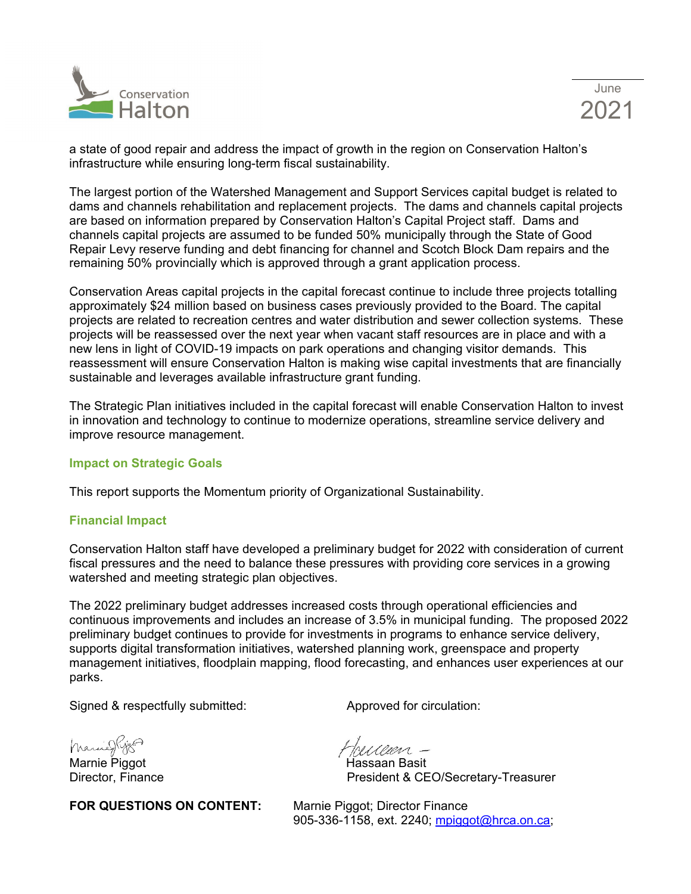a state of good repair and address the impact of growth in the region on Conservation Halton's infrastructure while ensuring long-term fiscal sustainability.

The largest portion of the Watershed Management and Support Services capital budget is related to dams and channels rehabilitation and replacement projects. The dams and channels capital projects are based on information prepared by Conservation Halton's Capital Project staff. Dams and channels capital projects are assumed to be funded 50% municipally through the State of Good Repair Levy reserve funding and debt financing for channel and Scotch Block Dam repairs and the remaining 50% provincially which is approved through a grant application process.

Conservation Areas capital projects in the capital forecast continue to include three projects totalling approximately $24 million based on business cases previously provided to the Board. The capital projects are related to recreation centres and water distribution and sewer collection systems. These projects will be reassessed over the next year when vacant staff resources are in place and with a new lens in light of COVID-19 impacts on park operations and changing visitor demands. This reassessment will ensure Conservation Halton is making wise capital investments that are financially sustainable and leverages available infrastructure grant funding.

The Strategic Plan initiatives included in the capital forecast will enable Conservation Halton to invest in innovation and technology to continue to modernize operations, streamline service delivery and improve resource management.

### Impact on Strategic Goals

This report supports the Momentum priority of Organizational Sustainability.

### Financial Impact

Conservation Halton staff have developed a preliminary budget for 2022 with consideration of current fiscal pressures and the need to balance these pressures with providing core services in a growing watershed and meeting strategic plan objectives.

The 2022 preliminary budget addresses increased costs through operational efficiencies and continuous improvements and includes an increase of 3.5% in municipal funding. The proposed 2022 preliminary budget continues to provide for investments in programs to enhance service delivery, supports digital transformation initiatives, watershed planning work, greenspace and property management initiatives, floodplain mapping, flood forecasting, and enhances user experiences at our parks.

Signed & respectfully submitted:

Marnie Piggot
Director, Finance

Approved for circulation:

Hassaan Basit
President & CEO/Secretary-Treasurer

**FOR QUESTIONS ON CONTENT:** Marnie Piggot; Director Finance
905-336-1158, ext. 2240; mpiggot@hrca.on.ca;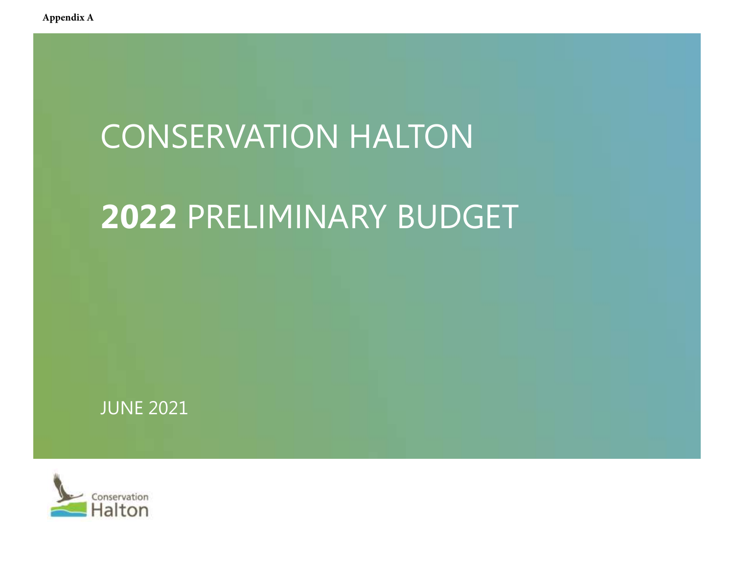**Appendix A**

# CONSERVATION HALTON

# **2022** PRELIMINARY BUDGET

JUNE 2021

Conservation Halton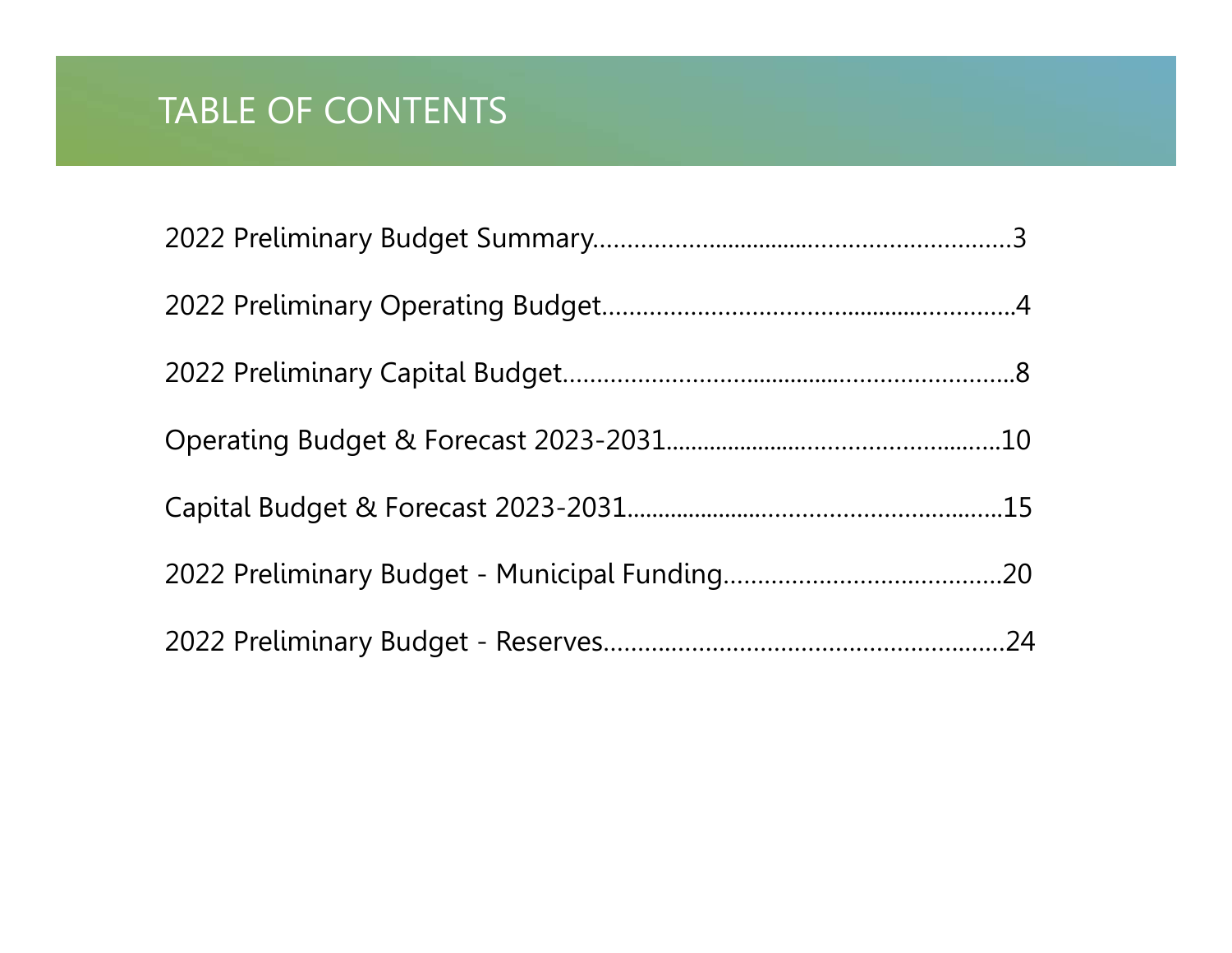# TABLE OF CONTENTS

2022 Preliminary Budget Summary..............................................................3

2022 Preliminary Operating Budget............................................................4

2022 Preliminary Capital Budget................................................................8

Operating Budget & Forecast 2023-2031..................................................10

Capital Budget & Forecast 2023-2031......................................................15

2022 Preliminary Budget - Municipal Funding.........................................20

2022 Preliminary Budget - Reserves..........................................................24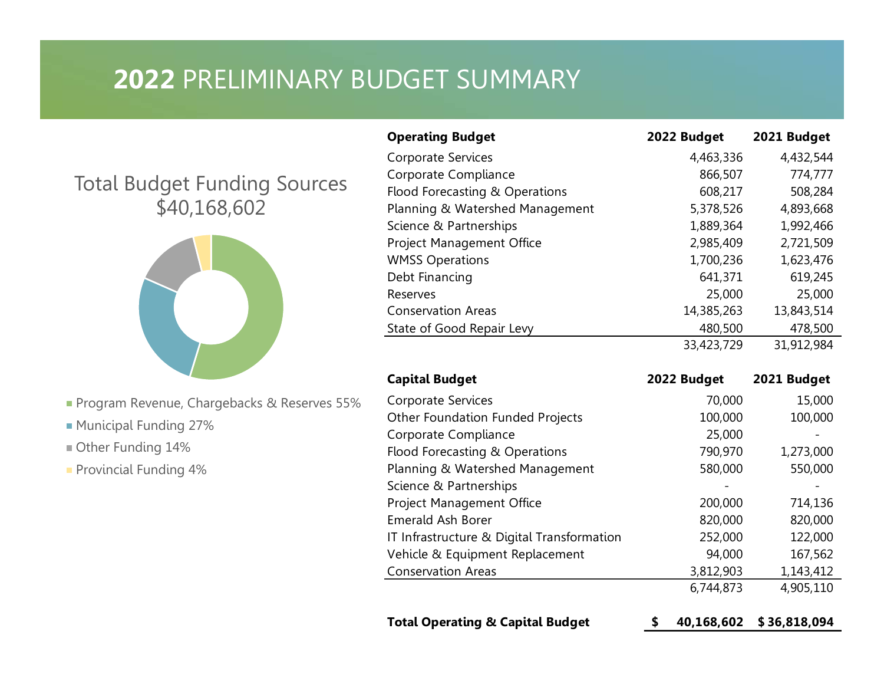# 2022 PRELIMINARY BUDGET SUMMARY

## Total Budget Funding Sources $40,168,602

- Program Revenue, Chargebacks & Reserves 55%
- Municipal Funding 27%
- Other Funding 14%
- Provincial Funding 4%

| **Operating Budget** | **2022 Budget** | **2021 Budget** |
|---|---|---|
| Corporate Services | 4,463,336 | 4,432,544 |
| Corporate Compliance | 866,507 | 774,777 |
| Flood Forecasting & Operations | 608,217 | 508,284 |
| Planning & Watershed Management | 5,378,526 | 4,893,668 |
| Science & Partnerships | 1,889,364 | 1,992,466 |
| Project Management Office | 2,985,409 | 2,721,509 |
| WMSS Operations | 1,700,236 | 1,623,476 |
| Debt Financing | 641,371 | 619,245 |
| Reserves | 25,000 | 25,000 |
| Conservation Areas | 14,385,263 | 13,843,514 |
| State of Good Repair Levy | 480,500 | 478,500 |
| | 33,423,729 | 31,912,984 |

| **Capital Budget** | **2022 Budget** | **2021 Budget** |
|---|---|---|
| Corporate Services | 70,000 | 15,000 |
| Other Foundation Funded Projects | 100,000 | 100,000 |
| Corporate Compliance | 25,000 | - |
| Flood Forecasting & Operations | 790,970 | 1,273,000 |
| Planning & Watershed Management | 580,000 | 550,000 |
| Science & Partnerships | - | - |
| Project Management Office | 200,000 | 714,136 |
| Emerald Ash Borer | 820,000 | 820,000 |
| IT Infrastructure & Digital Transformation | 252,000 | 122,000 |
| Vehicle & Equipment Replacement | 94,000 | 167,562 |
| Conservation Areas | 3,812,903 | 1,143,412 |
| | 6,744,873 | 4,905,110 |
| **Total Operating & Capital Budget** | **$ 40,168,602** | **$ 36,818,094** |